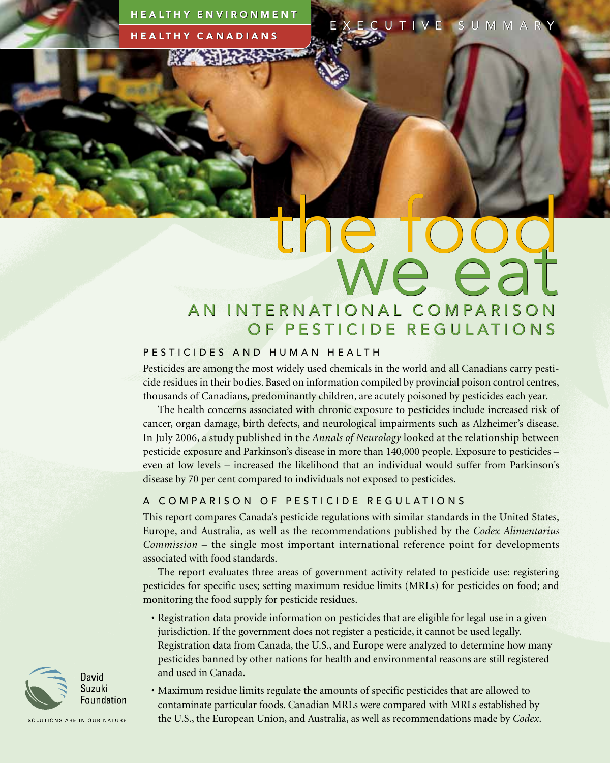HEALTHY ENVIRONMENT

HEALTHY CANADIANS

EXECUTIVE SUMMARY

# the food we eat

## AN INTERNATIONAL COMPARISON OF PESTICIDE REGULATIONS

### PESTICIDES AND HUMAN HEALTH

Pesticides are among the most widely used chemicals in the world and all Canadians carry pesticide residues in their bodies. Based on information compiled by provincial poison control centres, thousands of Canadians, predominantly children, are acutely poisoned by pesticides each year.

The health concerns associated with chronic exposure to pesticides include increased risk of cancer, organ damage, birth defects, and neurological impairments such as Alzheimer's disease. In July 2006, a study published in the *Annals of Neurology* looked at the relationship between pesticide exposure and Parkinson's disease in more than 140,000 people. Exposure to pesticides – even at low levels – increased the likelihood that an individual would suffer from Parkinson's disease by 70 per cent compared to individuals not exposed to pesticides.

### A COMPARISON OF PESTICIDE REGULATIONS

This report compares Canada's pesticide regulations with similar standards in the United States, Europe, and Australia, as well as the recommendations published by the *Codex Alimentarius Commission* – the single most important international reference point for developments associated with food standards.

The report evaluates three areas of government activity related to pesticide use: registering pesticides for specific uses; setting maximum residue limits (MRLs) for pesticides on food; and monitoring the food supply for pesticide residues.

- Registration data provide information on pesticides that are eligible for legal use in a given jurisdiction. If the government does not register a pesticide, it cannot be used legally. Registration data from Canada, the U.S., and Europe were analyzed to determine how many pesticides banned by other nations for health and environmental reasons are still registered and used in Canada.
- Maximum residue limits regulate the amounts of specific pesticides that are allowed to contaminate particular foods. Canadian MRLs were compared with MRLs established by the U.S., the European Union, and Australia, as well as recommendations made by *Codex*.

David Suzuki Foundation

SOLUTIONS ARE IN OUR NATURE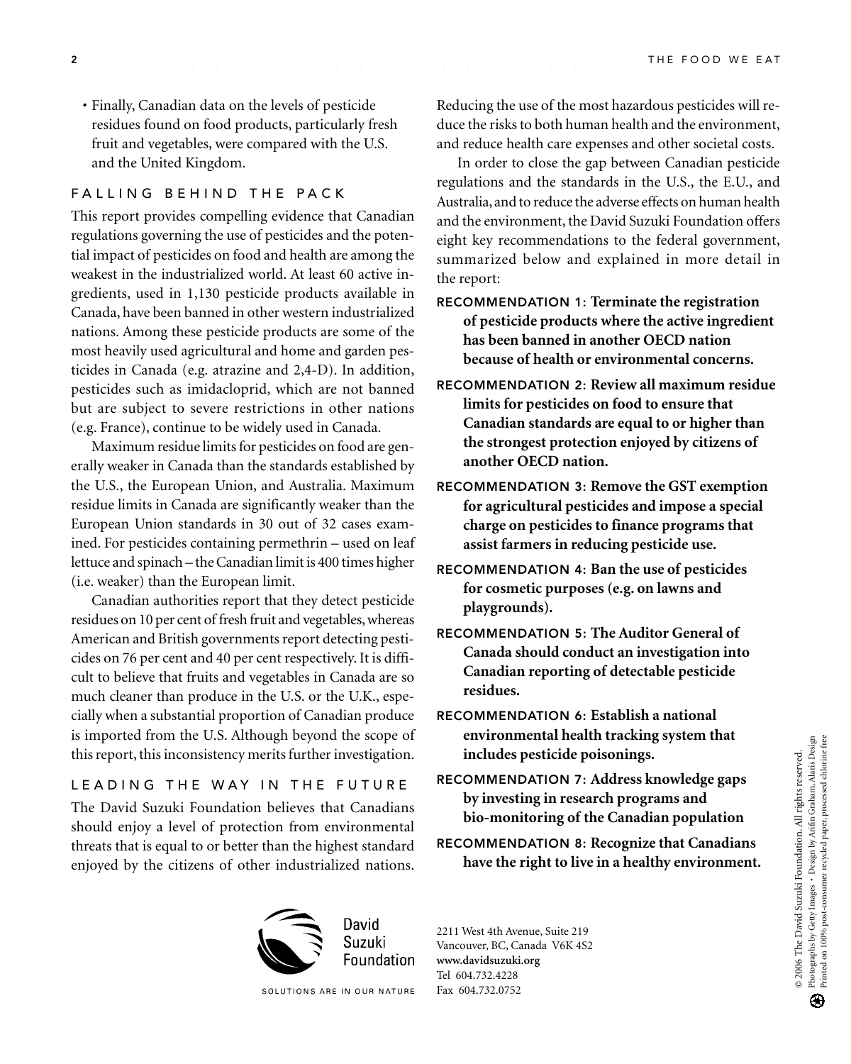- Finally, Canadian data on the levels of pesticide residues found on food products, particularly fresh fruit and vegetables, were compared with the U.S. and the United Kingdom.

## FALLING BEHIND THE PACK

This report provides compelling evidence that Canadian regulations governing the use of pesticides and the potential impact of pesticides on food and health are among the weakest in the industrialized world. At least 60 active ingredients, used in 1,130 pesticide products available in Canada, have been banned in other western industrialized nations. Among these pesticide products are some of the most heavily used agricultural and home and garden pesticides in Canada (e.g. atrazine and 2,4-D). In addition, pesticides such as imidacloprid, which are not banned but are subject to severe restrictions in other nations (e.g. France), continue to be widely used in Canada.

Maximum residue limits for pesticides on food are generally weaker in Canada than the standards established by the U.S., the European Union, and Australia. Maximum residue limits in Canada are significantly weaker than the European Union standards in 30 out of 32 cases examined. For pesticides containing permethrin – used on leaf lettuce and spinach – the Canadian limit is 400 times higher (i.e. weaker) than the European limit.

Canadian authorities report that they detect pesticide residues on 10 per cent of fresh fruit and vegetables, whereas American and British governments report detecting pesticides on 76 per cent and 40 per cent respectively. It is difficult to believe that fruits and vegetables in Canada are so much cleaner than produce in the U.S. or the U.K., especially when a substantial proportion of Canadian produce is imported from the U.S. Although beyond the scope of this report, this inconsistency merits further investigation.

## LEADING THE WAY IN THE FUTURE

The David Suzuki Foundation believes that Canadians should enjoy a level of protection from environmental threats that is equal to or better than the highest standard enjoyed by the citizens of other industrialized nations. Reducing the use of the most hazardous pesticides will reduce the risks to both human health and the environment, and reduce health care expenses and other societal costs.

In order to close the gap between Canadian pesticide regulations and the standards in the U.S., the E.U., and Australia, and to reduce the adverse effects on human health and the environment, the David Suzuki Foundation offers eight key recommendations to the federal government, summarized below and explained in more detail in the report:

RECOMMENDATION 1: **Terminate the registration of pesticide products where the active ingredient has been banned in another OECD nation because of health or environmental concerns.**

RECOMMENDATION 2: **Review all maximum residue limits for pesticides on food to ensure that Canadian standards are equal to or higher than the strongest protection enjoyed by citizens of another OECD nation.**

RECOMMENDATION 3: **Remove the GST exemption for agricultural pesticides and impose a special charge on pesticides to finance programs that assist farmers in reducing pesticide use.**

RECOMMENDATION 4: **Ban the use of pesticides for cosmetic purposes (e.g. on lawns and playgrounds).**

RECOMMENDATION 5: **The Auditor General of Canada should conduct an investigation into Canadian reporting of detectable pesticide residues.**

RECOMMENDATION 6: **Establish a national environmental health tracking system that includes pesticide poisonings.**

RECOMMENDATION 7: **Address knowledge gaps by investing in research programs and bio-monitoring of the Canadian population**

RECOMMENDATION 8: **Recognize that Canadians have the right to live in a healthy environment.**

David Suzuki Foundation

SOLUTIONS ARE IN OUR NATURE

2211 West 4th Avenue, Suite 219
Vancouver, BC, Canada V6K 4S2
**www.davidsuzuki.org**
Tel 604.732.4228
Fax 604.732.0752

© 2006 The David Suzuki Foundation. All rights reserved.
Photographs by Getty Images • Design by Arifin Graham, Alaris Design
Printed on 100% post-consumer recycled paper, processed chlorine free